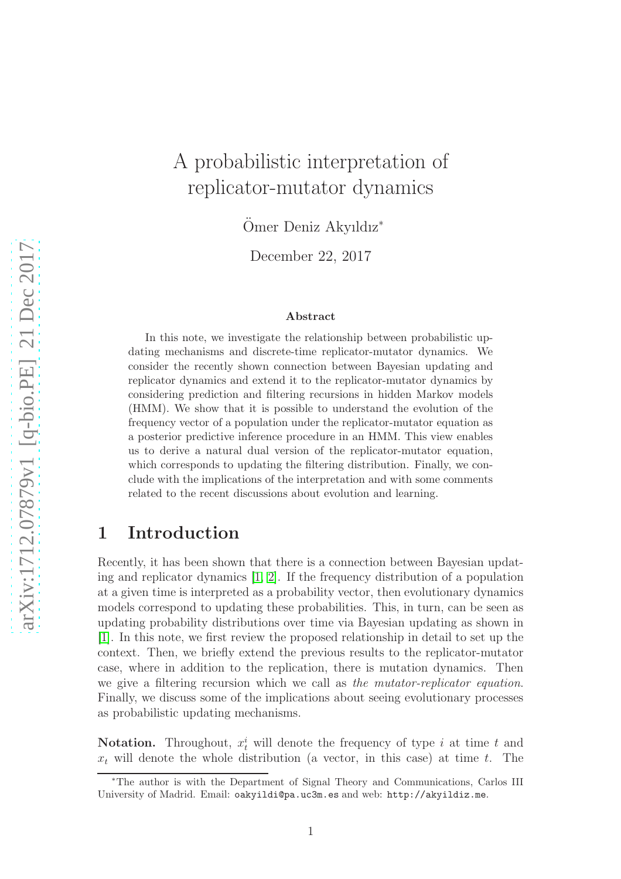# A probabilistic interpretation of replicator-mutator dynamics

Ömer Deniz Akyıldız*

December 22, 2017

### Abstract

In this note, we investigate the relationship between probabilistic updating mechanisms and discrete-time replicator-mutator dynamics. We consider the recently shown connection between Bayesian updating and replicator dynamics and extend it to the replicator-mutator dynamics by considering prediction and filtering recursions in hidden Markov models (HMM). We show that it is possible to understand the evolution of the frequency vector of a population under the replicator-mutator equation as a posterior predictive inference procedure in an HMM. This view enables us to derive a natural dual version of the replicator-mutator equation, which corresponds to updating the filtering distribution. Finally, we conclude with the implications of the interpretation and with some comments related to the recent discussions about evolution and learning.

## 1 Introduction

Recently, it has been shown that there is a connection between Bayesian updating and replicator dynamics [1, 2]. If the frequency distribution of a population at a given time is interpreted as a probability vector, then evolutionary dynamics models correspond to updating these probabilities. This, in turn, can be seen as updating probability distributions over time via Bayesian updating as shown in [1]. In this note, we first review the proposed relationship in detail to set up the context. Then, we briefly extend the previous results to the replicator-mutator case, where in addition to the replication, there is mutation dynamics. Then we give a filtering recursion which we call as *the mutator-replicator equation*. Finally, we discuss some of the implications about seeing evolutionary processes as probabilistic updating mechanisms.

**Notation.** Throughout, $x_t^i$ will denote the frequency of type $i$ at time $t$ and $x_t$ will denote the whole distribution (a vector, in this case) at time $t$. The

*The author is with the Department of Signal Theory and Communications, Carlos III University of Madrid. Email: `oakyildi@pa.uc3m.es` and web: `http://akyildiz.me`.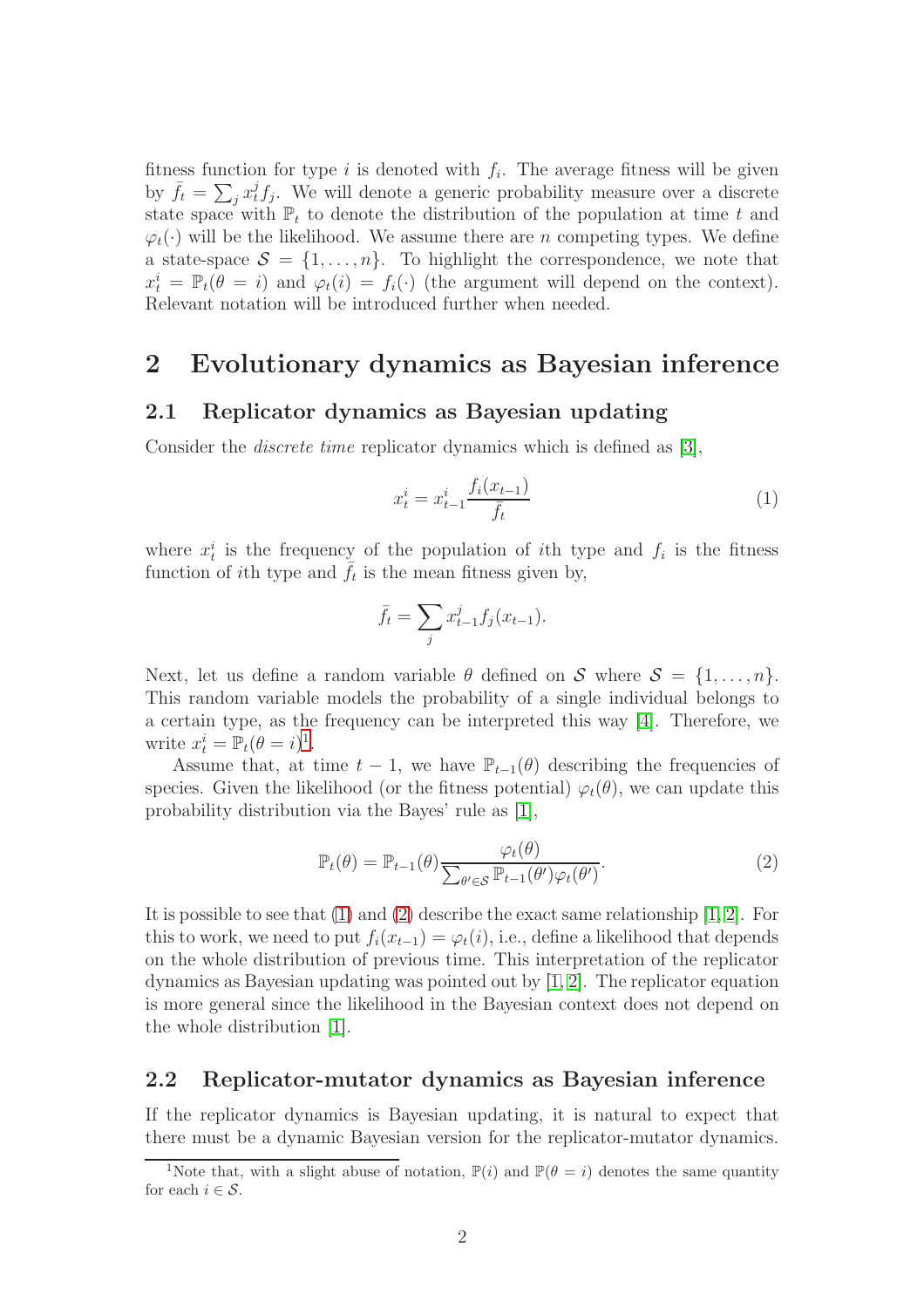fitness function for type $i$ is denoted with $f_i$. The average fitness will be given by $\bar{f}_t = \sum_j x_t^j f_j$. We will denote a generic probability measure over a discrete state space with $\mathbb{P}_t$ to denote the distribution of the population at time $t$ and $\varphi_t(\cdot)$ will be the likelihood. We assume there are $n$ competing types. We define a state-space $\mathcal{S} = \{1, \ldots, n\}$. To highlight the correspondence, we note that $x_t^i = \mathbb{P}_t(\theta = i)$ and $\varphi_t(i) = f_i(\cdot)$ (the argument will depend on the context). Relevant notation will be introduced further when needed.

## 2 Evolutionary dynamics as Bayesian inference

### 2.1 Replicator dynamics as Bayesian updating

Consider the *discrete time* replicator dynamics which is defined as [3],

$$x_t^i = x_{t-1}^i \frac{f_i(x_{t-1})}{\bar{f}_t} \tag{1}$$

where $x_t^i$ is the frequency of the population of $i$th type and $f_i$ is the fitness function of $i$th type and $\bar{f}_t$ is the mean fitness given by,

$$\bar{f}_t = \sum_j x_{t-1}^j f_j(x_{t-1}).$$

Next, let us define a random variable $\theta$ defined on $\mathcal{S}$ where $\mathcal{S} = \{1, \ldots, n\}$. This random variable models the probability of a single individual belongs to a certain type, as the frequency can be interpreted this way [4]. Therefore, we write $x_t^i = \mathbb{P}_t(\theta = i)$[1].

Assume that, at time $t-1$, we have $\mathbb{P}_{t-1}(\theta)$ describing the frequencies of species. Given the likelihood (or the fitness potential) $\varphi_t(\theta)$, we can update this probability distribution via the Bayes' rule as [1],

$$\mathbb{P}_t(\theta) = \mathbb{P}_{t-1}(\theta) \frac{\varphi_t(\theta)}{\sum_{\theta' \in \mathcal{S}} \mathbb{P}_{t-1}(\theta')\varphi_t(\theta')}. \tag{2}$$

It is possible to see that (1) and (2) describe the exact same relationship [1, 2]. For this to work, we need to put $f_i(x_{t-1}) = \varphi_t(i)$, i.e., define a likelihood that depends on the whole distribution of previous time. This interpretation of the replicator dynamics as Bayesian updating was pointed out by [1, 2]. The replicator equation is more general since the likelihood in the Bayesian context does not depend on the whole distribution [1].

### 2.2 Replicator-mutator dynamics as Bayesian inference

If the replicator dynamics is Bayesian updating, it is natural to expect that there must be a dynamic Bayesian version for the replicator-mutator dynamics.

[1] Note that, with a slight abuse of notation, $\mathbb{P}(i)$ and $\mathbb{P}(\theta = i)$ denotes the same quantity for each $i \in \mathcal{S}$.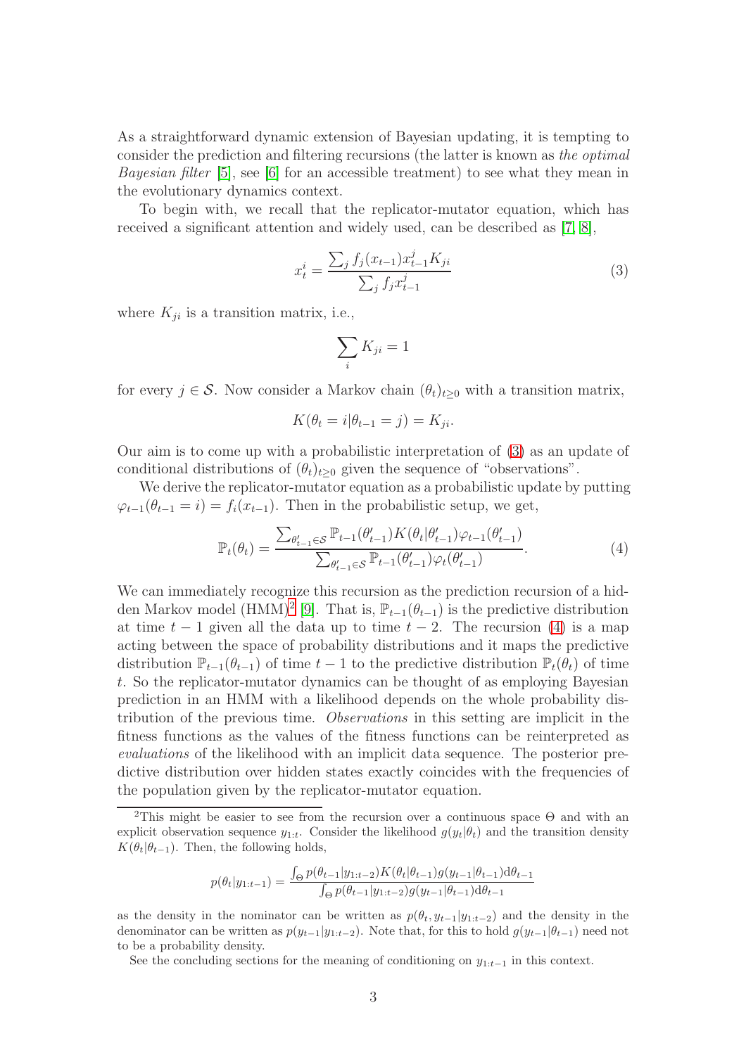As a straightforward dynamic extension of Bayesian updating, it is tempting to consider the prediction and filtering recursions (the latter is known as *the optimal Bayesian filter* [5], see [6] for an accessible treatment) to see what they mean in the evolutionary dynamics context.

To begin with, we recall that the replicator-mutator equation, which has received a significant attention and widely used, can be described as [7, 8],

$$x_t^i = \frac{\sum_j f_j(x_{t-1}) x_{t-1}^j K_{ji}}{\sum_j f_j x_{t-1}^j} \tag{3}$$

where $K_{ji}$ is a transition matrix, i.e.,

$$\sum_i K_{ji} = 1$$

for every $j \in \mathcal{S}$. Now consider a Markov chain $(\theta_t)_{t \geq 0}$ with a transition matrix,

$$K(\theta_t = i | \theta_{t-1} = j) = K_{ji}.$$

Our aim is to come up with a probabilistic interpretation of (3) as an update of conditional distributions of $(\theta_t)_{t \geq 0}$ given the sequence of "observations".

We derive the replicator-mutator equation as a probabilistic update by putting $\varphi_{t-1}(\theta_{t-1} = i) = f_i(x_{t-1})$. Then in the probabilistic setup, we get,

$$\mathbb{P}_t(\theta_t) = \frac{\sum_{\theta'_{t-1} \in \mathcal{S}} \mathbb{P}_{t-1}(\theta'_{t-1}) K(\theta_t | \theta'_{t-1}) \varphi_{t-1}(\theta'_{t-1})}{\sum_{\theta'_{t-1} \in \mathcal{S}} \mathbb{P}_{t-1}(\theta'_{t-1}) \varphi_t(\theta'_{t-1})}. \tag{4}$$

We can immediately recognize this recursion as the prediction recursion of a hidden Markov model (HMM)[2] [9]. That is, $\mathbb{P}_{t-1}(\theta_{t-1})$ is the predictive distribution at time $t-1$ given all the data up to time $t-2$. The recursion (4) is a map acting between the space of probability distributions and it maps the predictive distribution $\mathbb{P}_{t-1}(\theta_{t-1})$ of time $t-1$ to the predictive distribution $\mathbb{P}_t(\theta_t)$ of time $t$. So the replicator-mutator dynamics can be thought of as employing Bayesian prediction in an HMM with a likelihood depends on the whole probability distribution of the previous time. *Observations* in this setting are implicit in the fitness functions as the values of the fitness functions can be reinterpreted as *evaluations* of the likelihood with an implicit data sequence. The posterior predictive distribution over hidden states exactly coincides with the frequencies of the population given by the replicator-mutator equation.

---

[2] This might be easier to see from the recursion over a continuous space $\Theta$ and with an explicit observation sequence $y_{1:t}$. Consider the likelihood $g(y_t|\theta_t)$ and the transition density $K(\theta_t|\theta_{t-1})$. Then, the following holds,

$$p(\theta_t | y_{1:t-1}) = \frac{\int_\Theta p(\theta_{t-1}|y_{1:t-2}) K(\theta_t|\theta_{t-1}) g(y_{t-1}|\theta_{t-1}) \mathrm{d}\theta_{t-1}}{\int_\Theta p(\theta_{t-1}|y_{1:t-2}) g(y_{t-1}|\theta_{t-1}) \mathrm{d}\theta_{t-1}}$$

as the density in the nominator can be written as $p(\theta_t, y_{t-1}|y_{1:t-2})$ and the density in the denominator can be written as $p(y_{t-1}|y_{1:t-2})$. Note that, for this to hold $g(y_{t-1}|\theta_{t-1})$ need not to be a probability density.

See the concluding sections for the meaning of conditioning on $y_{1:t-1}$ in this context.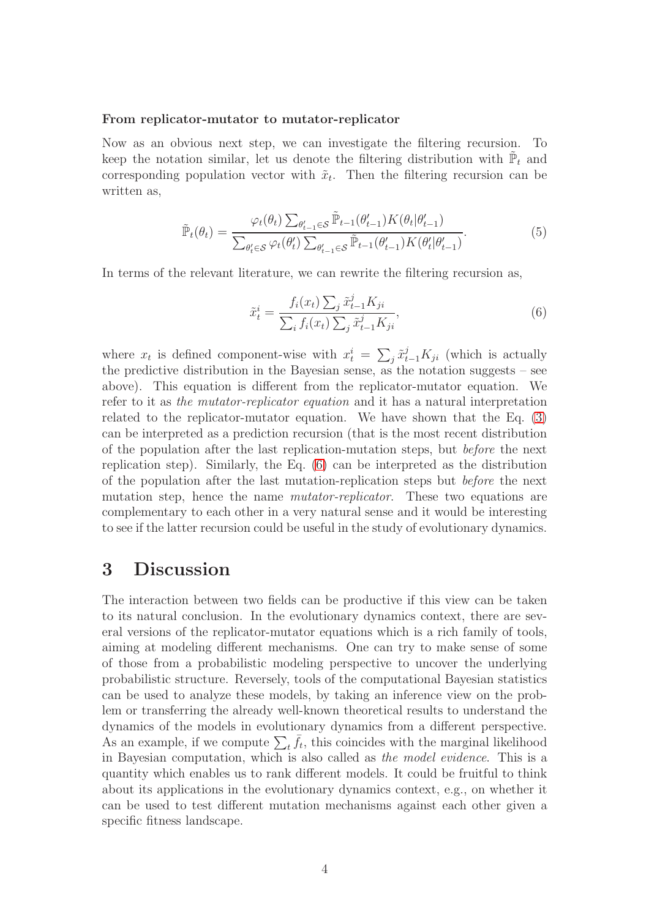**From replicator-mutator to mutator-replicator**

Now as an obvious next step, we can investigate the filtering recursion. To keep the notation similar, let us denote the filtering distribution with $\tilde{\mathbb{P}}_t$ and corresponding population vector with $\tilde{x}_t$. Then the filtering recursion can be written as,

$$\tilde{\mathbb{P}}_t(\theta_t) = \frac{\varphi_t(\theta_t) \sum_{\theta'_{t-1} \in \mathcal{S}} \tilde{\mathbb{P}}_{t-1}(\theta'_{t-1}) K(\theta_t | \theta'_{t-1})}{\sum_{\theta'_t \in \mathcal{S}} \varphi_t(\theta'_t) \sum_{\theta'_{t-1} \in \mathcal{S}} \tilde{\mathbb{P}}_{t-1}(\theta'_{t-1}) K(\theta'_t | \theta'_{t-1})}. \tag{5}$$

In terms of the relevant literature, we can rewrite the filtering recursion as,

$$\tilde{x}_t^i = \frac{f_i(x_t) \sum_j \tilde{x}_{t-1}^j K_{ji}}{\sum_i f_i(x_t) \sum_j \tilde{x}_{t-1}^j K_{ji}}, \tag{6}$$

where $x_t$ is defined component-wise with $x_t^i = \sum_j \tilde{x}_{t-1}^j K_{ji}$ (which is actually the predictive distribution in the Bayesian sense, as the notation suggests – see above). This equation is different from the replicator-mutator equation. We refer to it as *the mutator-replicator equation* and it has a natural interpretation related to the replicator-mutator equation. We have shown that the Eq. (3) can be interpreted as a prediction recursion (that is the most recent distribution of the population after the last replication-mutation steps, but *before* the next replication step). Similarly, the Eq. (6) can be interpreted as the distribution of the population after the last mutation-replication steps but *before* the next mutation step, hence the name *mutator-replicator*. These two equations are complementary to each other in a very natural sense and it would be interesting to see if the latter recursion could be useful in the study of evolutionary dynamics.

# 3 Discussion

The interaction between two fields can be productive if this view can be taken to its natural conclusion. In the evolutionary dynamics context, there are several versions of the replicator-mutator equations which is a rich family of tools, aiming at modeling different mechanisms. One can try to make sense of some of those from a probabilistic modeling perspective to uncover the underlying probabilistic structure. Reversely, tools of the computational Bayesian statistics can be used to analyze these models, by taking an inference view on the problem or transferring the already well-known theoretical results to understand the dynamics of the models in evolutionary dynamics from a different perspective. As an example, if we compute $\sum_t \bar{f}_t$, this coincides with the marginal likelihood in Bayesian computation, which is also called as *the model evidence*. This is a quantity which enables us to rank different models. It could be fruitful to think about its applications in the evolutionary dynamics context, e.g., on whether it can be used to test different mutation mechanisms against each other given a specific fitness landscape.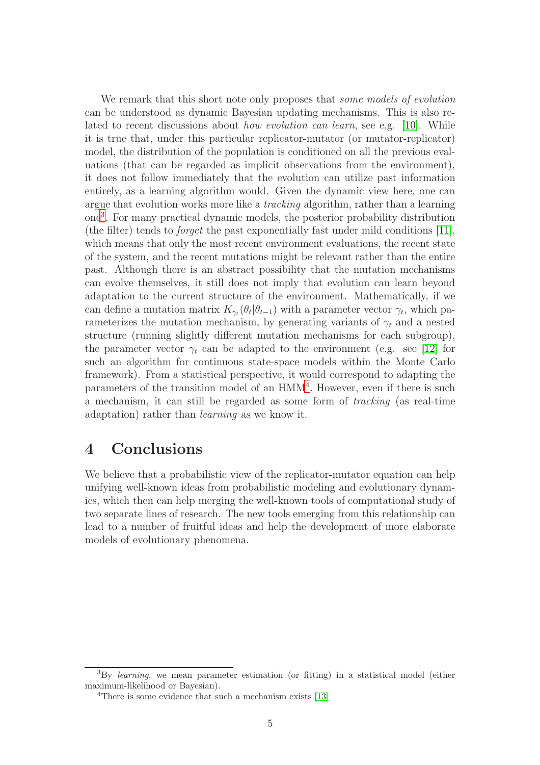We remark that this short note only proposes that *some models of evolution* can be understood as dynamic Bayesian updating mechanisms. This is also related to recent discussions about *how evolution can learn*, see e.g. [10]. While it is true that, under this particular replicator-mutator (or mutator-replicator) model, the distribution of the population is conditioned on all the previous evaluations (that can be regarded as implicit observations from the environment), it does not follow immediately that the evolution can utilize past information entirely, as a learning algorithm would. Given the dynamic view here, one can argue that evolution works more like a *tracking* algorithm, rather than a learning one[3]. For many practical dynamic models, the posterior probability distribution (the filter) tends to *forget* the past exponentially fast under mild conditions [11], which means that only the most recent environment evaluations, the recent state of the system, and the recent mutations might be relevant rather than the entire past. Although there is an abstract possibility that the mutation mechanisms can evolve themselves, it still does not imply that evolution can learn beyond adaptation to the current structure of the environment. Mathematically, if we can define a mutation matrix $K_{\gamma_t}(\theta_t|\theta_{t-1})$ with a parameter vector $\gamma_t$, which parameterizes the mutation mechanism, by generating variants of $\gamma_t$ and a nested structure (running slightly different mutation mechanisms for each subgroup), the parameter vector $\gamma_t$ can be adapted to the environment (e.g. see [12] for such an algorithm for continuous state-space models within the Monte Carlo framework). From a statistical perspective, it would correspond to adapting the parameters of the transition model of an HMM[4]. However, even if there is such a mechanism, it can still be regarded as some form of *tracking* (as real-time adaptation) rather than *learning* as we know it.

# 4 Conclusions

We believe that a probabilistic view of the replicator-mutator equation can help unifying well-known ideas from probabilistic modeling and evolutionary dynamics, which then can help merging the well-known tools of computational study of two separate lines of research. The new tools emerging from this relationship can lead to a number of fruitful ideas and help the development of more elaborate models of evolutionary phenomena.

---

[3] By *learning*, we mean parameter estimation (or fitting) in a statistical model (either maximum-likelihood or Bayesian).

[4] There is some evidence that such a mechanism exists [13]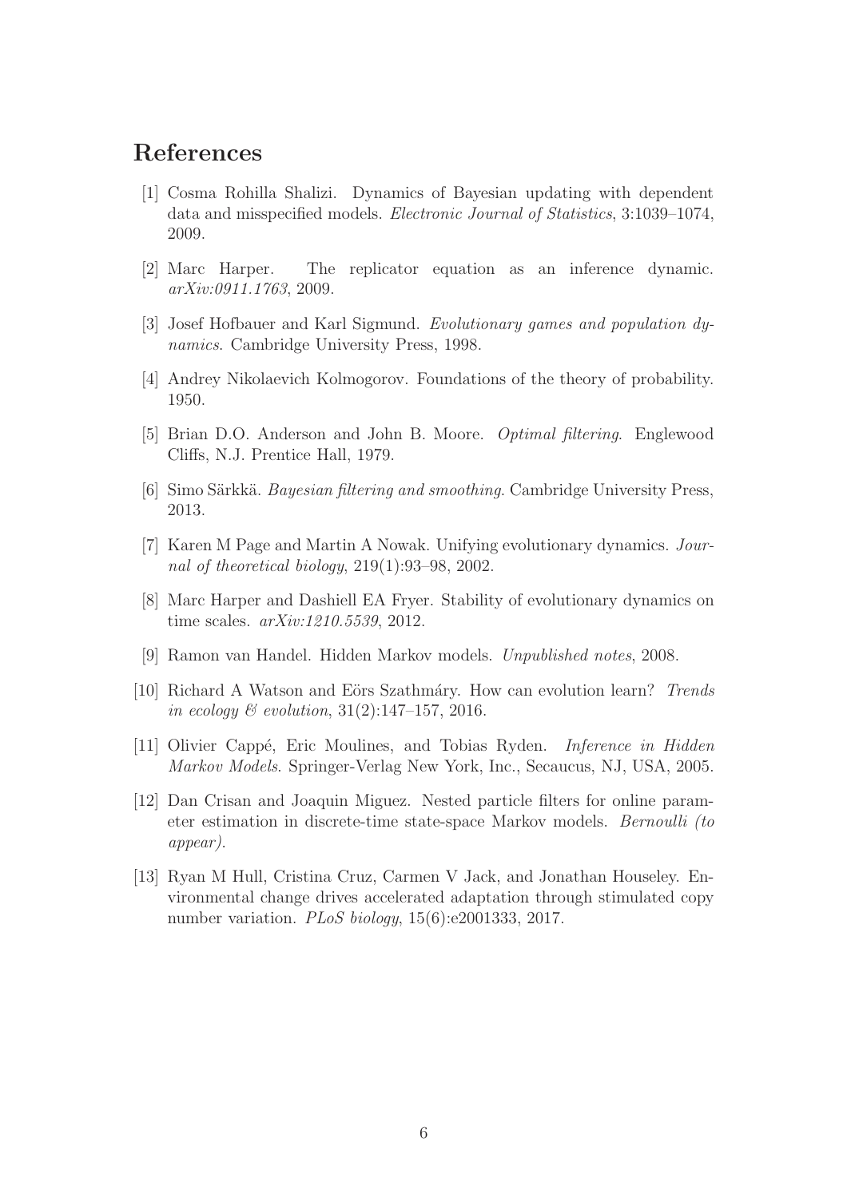## References

[1] Cosma Rohilla Shalizi. Dynamics of Bayesian updating with dependent data and misspecified models. *Electronic Journal of Statistics*, 3:1039–1074, 2009.

[2] Marc Harper. The replicator equation as an inference dynamic. *arXiv:0911.1763*, 2009.

[3] Josef Hofbauer and Karl Sigmund. *Evolutionary games and population dynamics*. Cambridge University Press, 1998.

[4] Andrey Nikolaevich Kolmogorov. Foundations of the theory of probability. 1950.

[5] Brian D.O. Anderson and John B. Moore. *Optimal filtering*. Englewood Cliffs, N.J. Prentice Hall, 1979.

[6] Simo Särkkä. *Bayesian filtering and smoothing*. Cambridge University Press, 2013.

[7] Karen M Page and Martin A Nowak. Unifying evolutionary dynamics. *Journal of theoretical biology*, 219(1):93–98, 2002.

[8] Marc Harper and Dashiell EA Fryer. Stability of evolutionary dynamics on time scales. *arXiv:1210.5539*, 2012.

[9] Ramon van Handel. Hidden Markov models. *Unpublished notes*, 2008.

[10] Richard A Watson and Eörs Szathmáry. How can evolution learn? *Trends in ecology & evolution*, 31(2):147–157, 2016.

[11] Olivier Cappé, Eric Moulines, and Tobias Ryden. *Inference in Hidden Markov Models*. Springer-Verlag New York, Inc., Secaucus, NJ, USA, 2005.

[12] Dan Crisan and Joaquin Miguez. Nested particle filters for online parameter estimation in discrete-time state-space Markov models. *Bernoulli (to appear)*.

[13] Ryan M Hull, Cristina Cruz, Carmen V Jack, and Jonathan Houseley. Environmental change drives accelerated adaptation through stimulated copy number variation. *PLoS biology*, 15(6):e2001333, 2017.